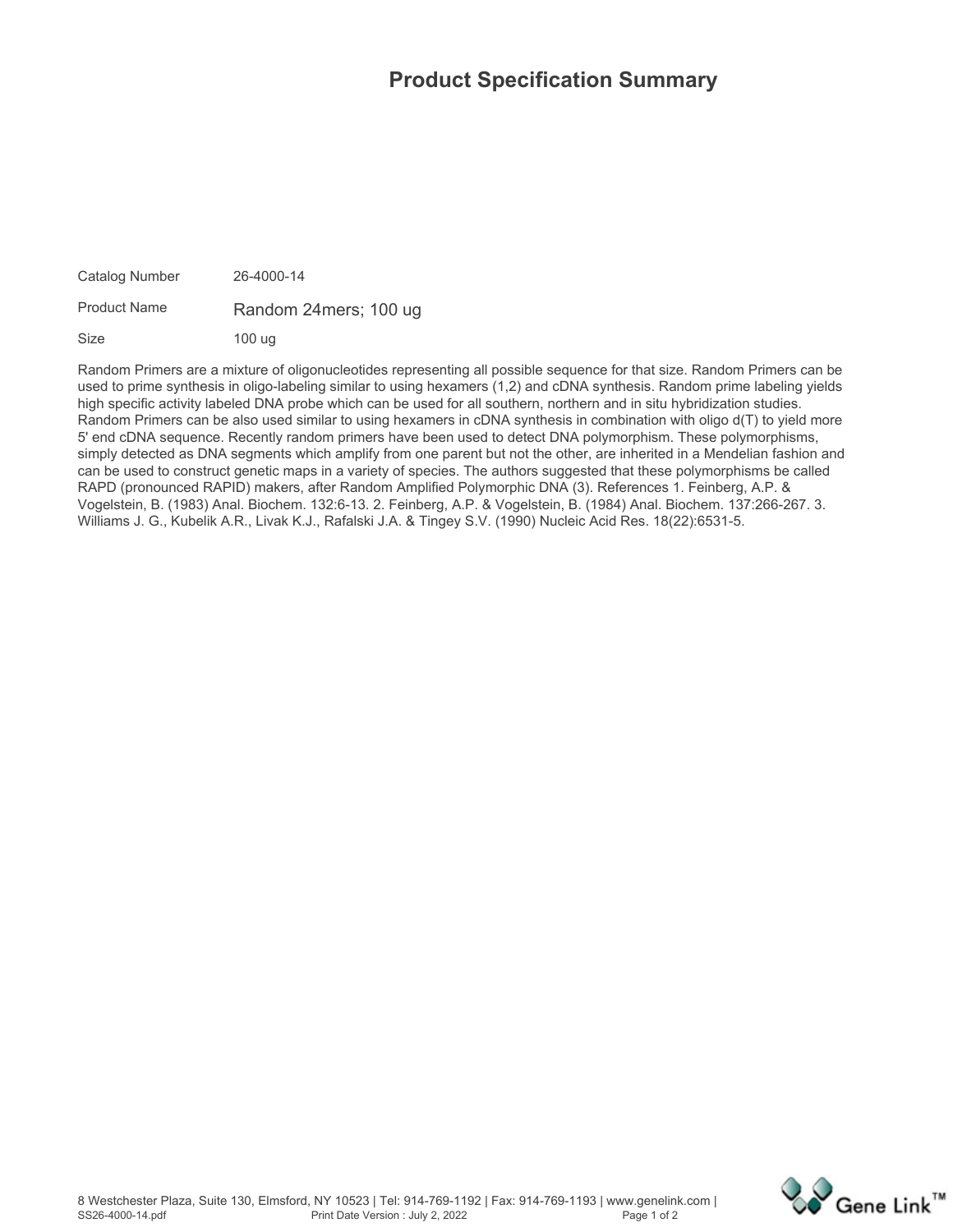# Product Specification Summary

| | |
|---|---|
| Catalog Number | 26-4000-14 |
| Product Name | Random 24mers; 100 ug |
| Size | 100 ug |

Random Primers are a mixture of oligonucleotides representing all possible sequence for that size. Random Primers can be used to prime synthesis in oligo-labeling similar to using hexamers (1,2) and cDNA synthesis. Random prime labeling yields high specific activity labeled DNA probe which can be used for all southern, northern and in situ hybridization studies. Random Primers can be also used similar to using hexamers in cDNA synthesis in combination with oligo d(T) to yield more 5' end cDNA sequence. Recently random primers have been used to detect DNA polymorphism. These polymorphisms, simply detected as DNA segments which amplify from one parent but not the other, are inherited in a Mendelian fashion and can be used to construct genetic maps in a variety of species. The authors suggested that these polymorphisms be called RAPD (pronounced RAPID) makers, after Random Amplified Polymorphic DNA (3). References 1. Feinberg, A.P. & Vogelstein, B. (1983) Anal. Biochem. 132:6-13. 2. Feinberg, A.P. & Vogelstein, B. (1984) Anal. Biochem. 137:266-267. 3. Williams J. G., Kubelik A.R., Livak K.J., Rafalski J.A. & Tingey S.V. (1990) Nucleic Acid Res. 18(22):6531-5.

8 Westchester Plaza, Suite 130, Elmsford, NY 10523 | Tel: 914-769-1192 | Fax: 914-769-1193 | www.genelink.com |
SS26-4000-14.pdf Print Date Version : July 2, 2022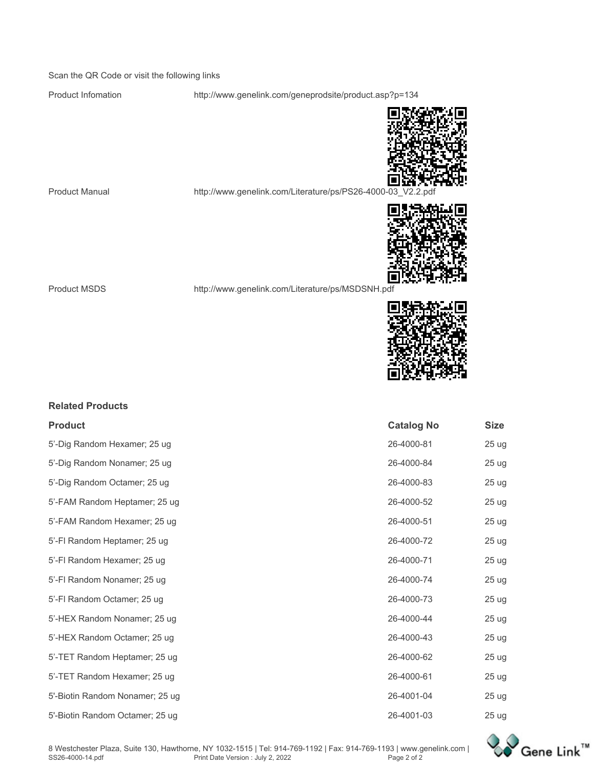Scan the QR Code or visit the following links

| | |
|---|---|
| Product Infomation | http://www.genelink.com/geneprodsite/product.asp?p=134 |
| Product Manual | http://www.genelink.com/Literature/ps/PS26-4000-03_V2.2.pdf |
| Product MSDS | http://www.genelink.com/Literature/ps/MSDSNH.pdf |

**Related Products**

| Product | Catalog No | Size |
|---|---|---|
| 5'-Dig Random Hexamer; 25 ug | 26-4000-81 | 25 ug |
| 5'-Dig Random Nonamer; 25 ug | 26-4000-84 | 25 ug |
| 5'-Dig Random Octamer; 25 ug | 26-4000-83 | 25 ug |
| 5'-FAM Random Heptamer; 25 ug | 26-4000-52 | 25 ug |
| 5'-FAM Random Hexamer; 25 ug | 26-4000-51 | 25 ug |
| 5'-Fl Random Heptamer; 25 ug | 26-4000-72 | 25 ug |
| 5'-Fl Random Hexamer; 25 ug | 26-4000-71 | 25 ug |
| 5'-Fl Random Nonamer; 25 ug | 26-4000-74 | 25 ug |
| 5'-Fl Random Octamer; 25 ug | 26-4000-73 | 25 ug |
| 5'-HEX Random Nonamer; 25 ug | 26-4000-44 | 25 ug |
| 5'-HEX Random Octamer; 25 ug | 26-4000-43 | 25 ug |
| 5'-TET Random Heptamer; 25 ug | 26-4000-62 | 25 ug |
| 5'-TET Random Hexamer; 25 ug | 26-4000-61 | 25 ug |
| 5'-Biotin Random Nonamer; 25 ug | 26-4001-04 | 25 ug |
| 5'-Biotin Random Octamer; 25 ug | 26-4001-03 | 25 ug |